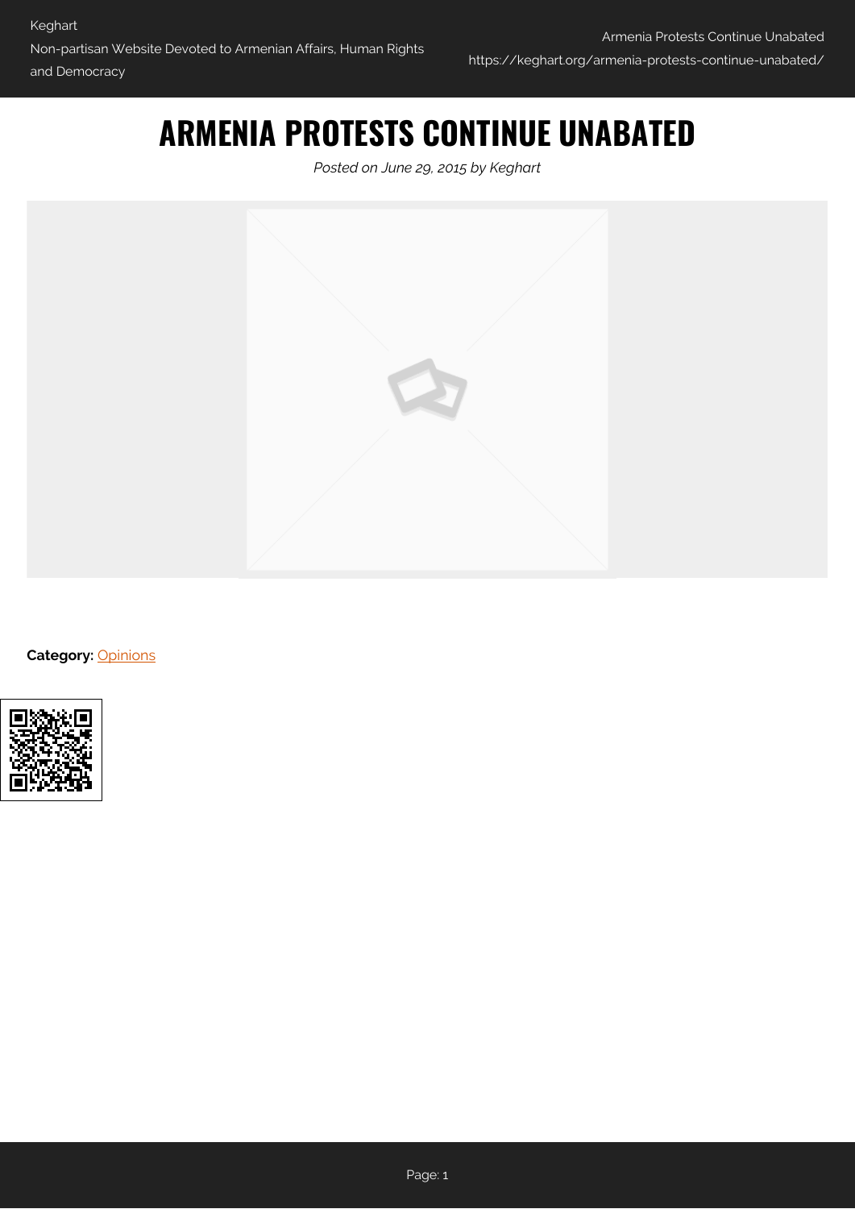# ARMENIA PROTESTS CONTINUE UNABATED

*Posted on June 29, 2015 by Keghart*

**Category:** Opinions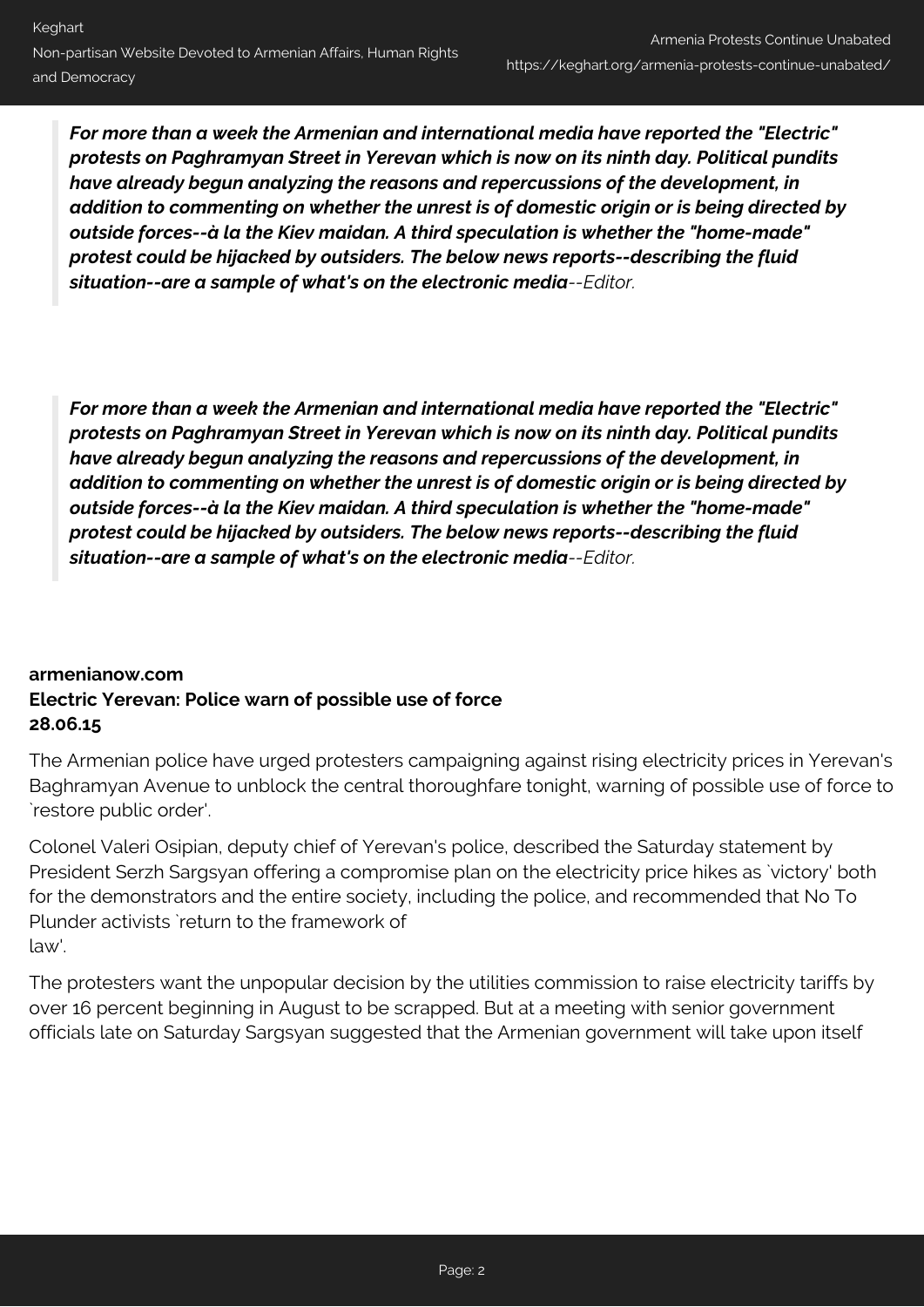> ***For more than a week the Armenian and international media have reported the "Electric" protests on Paghramyan Street in Yerevan which is now on its ninth day. Political pundits have already begun analyzing the reasons and repercussions of the development, in addition to commenting on whether the unrest is of domestic origin or is being directed by outside forces--à la the Kiev maidan. A third speculation is whether the "home-made" protest could be hijacked by outsiders. The below news reports--describing the fluid situation--are a sample of what's on the electronic media***--*Editor.*

> ***For more than a week the Armenian and international media have reported the "Electric" protests on Paghramyan Street in Yerevan which is now on its ninth day. Political pundits have already begun analyzing the reasons and repercussions of the development, in addition to commenting on whether the unrest is of domestic origin or is being directed by outside forces--à la the Kiev maidan. A third speculation is whether the "home-made" protest could be hijacked by outsiders. The below news reports--describing the fluid situation--are a sample of what's on the electronic media***--*Editor.*

**armenianow.com**
**Electric Yerevan: Police warn of possible use of force**
**28.06.15**

The Armenian police have urged protesters campaigning against rising electricity prices in Yerevan's Baghramyan Avenue to unblock the central thoroughfare tonight, warning of possible use of force to `restore public order'.

Colonel Valeri Osipian, deputy chief of Yerevan's police, described the Saturday statement by President Serzh Sargsyan offering a compromise plan on the electricity price hikes as `victory' both for the demonstrators and the entire society, including the police, and recommended that No To Plunder activists `return to the framework of law'.

The protesters want the unpopular decision by the utilities commission to raise electricity tariffs by over 16 percent beginning in August to be scrapped. But at a meeting with senior government officials late on Saturday Sargsyan suggested that the Armenian government will take upon itself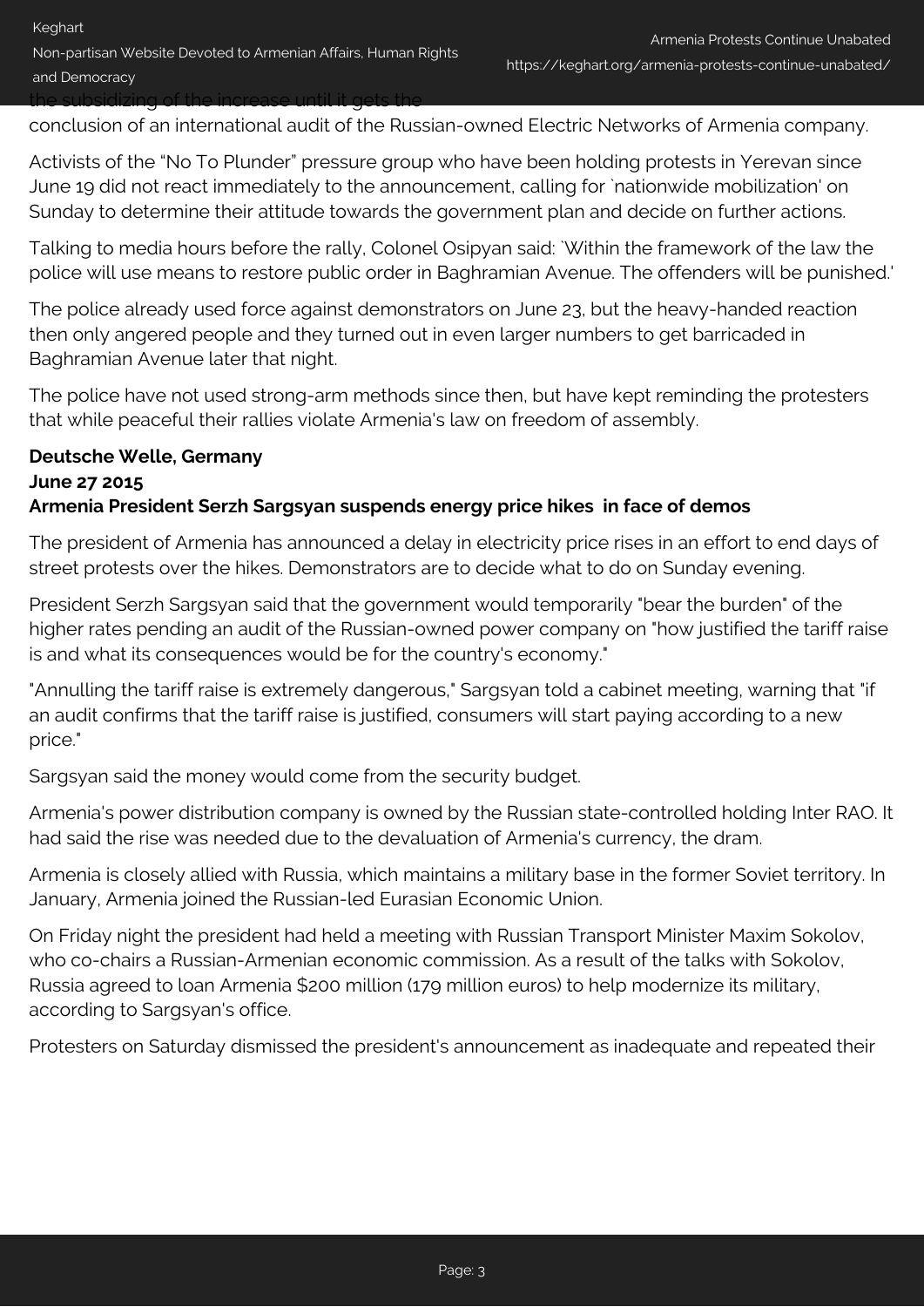the subsidizing of the increase until it gets the conclusion of an international audit of the Russian-owned Electric Networks of Armenia company.

Activists of the "No To Plunder" pressure group who have been holding protests in Yerevan since June 19 did not react immediately to the announcement, calling for `nationwide mobilization' on Sunday to determine their attitude towards the government plan and decide on further actions.

Talking to media hours before the rally, Colonel Osipyan said: `Within the framework of the law the police will use means to restore public order in Baghramian Avenue. The offenders will be punished.'

The police already used force against demonstrators on June 23, but the heavy-handed reaction then only angered people and they turned out in even larger numbers to get barricaded in Baghramian Avenue later that night.

The police have not used strong-arm methods since then, but have kept reminding the protesters that while peaceful their rallies violate Armenia's law on freedom of assembly.

**Deutsche Welle, Germany**
**June 27 2015**
**Armenia President Serzh Sargsyan suspends energy price hikes in face of demos**

The president of Armenia has announced a delay in electricity price rises in an effort to end days of street protests over the hikes. Demonstrators are to decide what to do on Sunday evening.

President Serzh Sargsyan said that the government would temporarily "bear the burden" of the higher rates pending an audit of the Russian-owned power company on "how justified the tariff raise is and what its consequences would be for the country's economy."

"Annulling the tariff raise is extremely dangerous," Sargsyan told a cabinet meeting, warning that "if an audit confirms that the tariff raise is justified, consumers will start paying according to a new price."

Sargsyan said the money would come from the security budget.

Armenia's power distribution company is owned by the Russian state-controlled holding Inter RAO. It had said the rise was needed due to the devaluation of Armenia's currency, the dram.

Armenia is closely allied with Russia, which maintains a military base in the former Soviet territory. In January, Armenia joined the Russian-led Eurasian Economic Union.

On Friday night the president had held a meeting with Russian Transport Minister Maxim Sokolov, who co-chairs a Russian-Armenian economic commission. As a result of the talks with Sokolov, Russia agreed to loan Armenia $200 million (179 million euros) to help modernize its military, according to Sargsyan's office.

Protesters on Saturday dismissed the president's announcement as inadequate and repeated their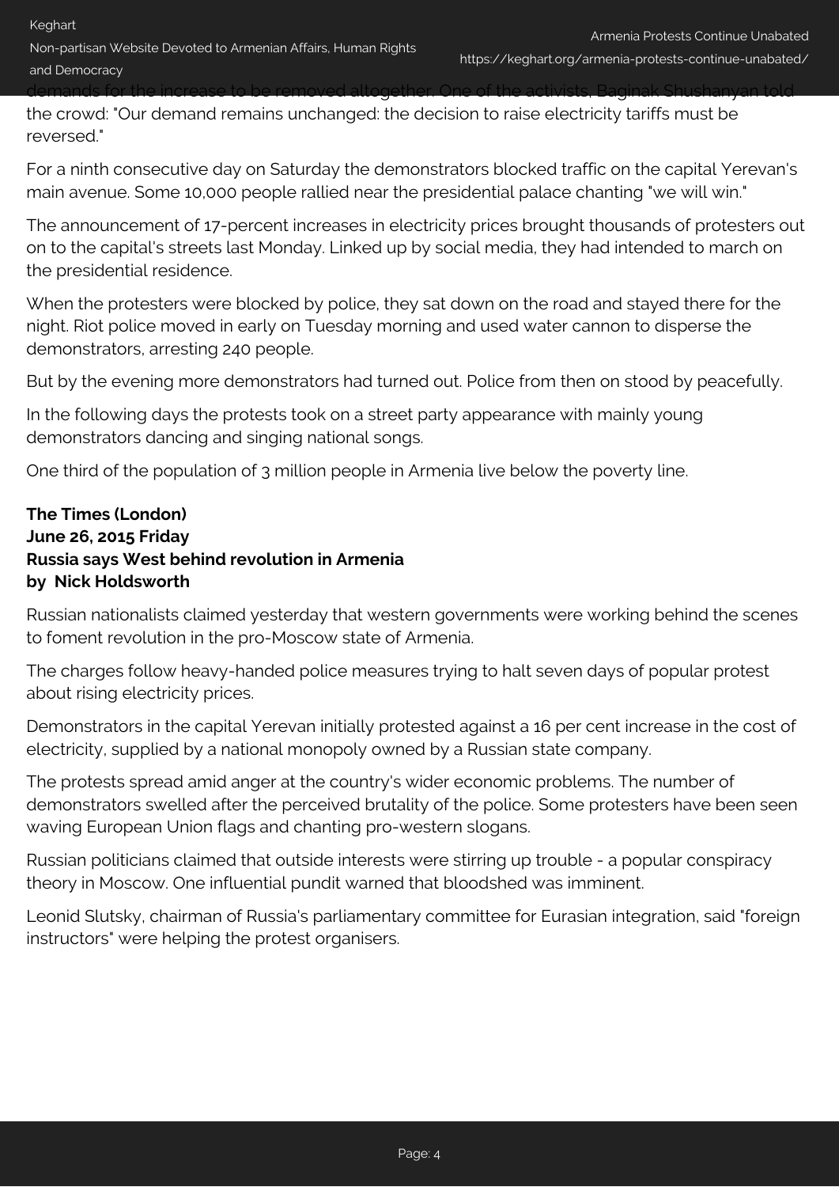demands for the increase to be removed altogether. One of the activists, Baginak Shushanyan told the crowd: "Our demand remains unchanged: the decision to raise electricity tariffs must be reversed."

For a ninth consecutive day on Saturday the demonstrators blocked traffic on the capital Yerevan's main avenue. Some 10,000 people rallied near the presidential palace chanting "we will win."

The announcement of 17-percent increases in electricity prices brought thousands of protesters out on to the capital's streets last Monday. Linked up by social media, they had intended to march on the presidential residence.

When the protesters were blocked by police, they sat down on the road and stayed there for the night. Riot police moved in early on Tuesday morning and used water cannon to disperse the demonstrators, arresting 240 people.

But by the evening more demonstrators had turned out. Police from then on stood by peacefully.

In the following days the protests took on a street party appearance with mainly young demonstrators dancing and singing national songs.

One third of the population of 3 million people in Armenia live below the poverty line.

**The Times (London)**
**June 26, 2015 Friday**
**Russia says West behind revolution in Armenia**
**by Nick Holdsworth**

Russian nationalists claimed yesterday that western governments were working behind the scenes to foment revolution in the pro-Moscow state of Armenia.

The charges follow heavy-handed police measures trying to halt seven days of popular protest about rising electricity prices.

Demonstrators in the capital Yerevan initially protested against a 16 per cent increase in the cost of electricity, supplied by a national monopoly owned by a Russian state company.

The protests spread amid anger at the country's wider economic problems. The number of demonstrators swelled after the perceived brutality of the police. Some protesters have been seen waving European Union flags and chanting pro-western slogans.

Russian politicians claimed that outside interests were stirring up trouble - a popular conspiracy theory in Moscow. One influential pundit warned that bloodshed was imminent.

Leonid Slutsky, chairman of Russia's parliamentary committee for Eurasian integration, said "foreign instructors" were helping the protest organisers.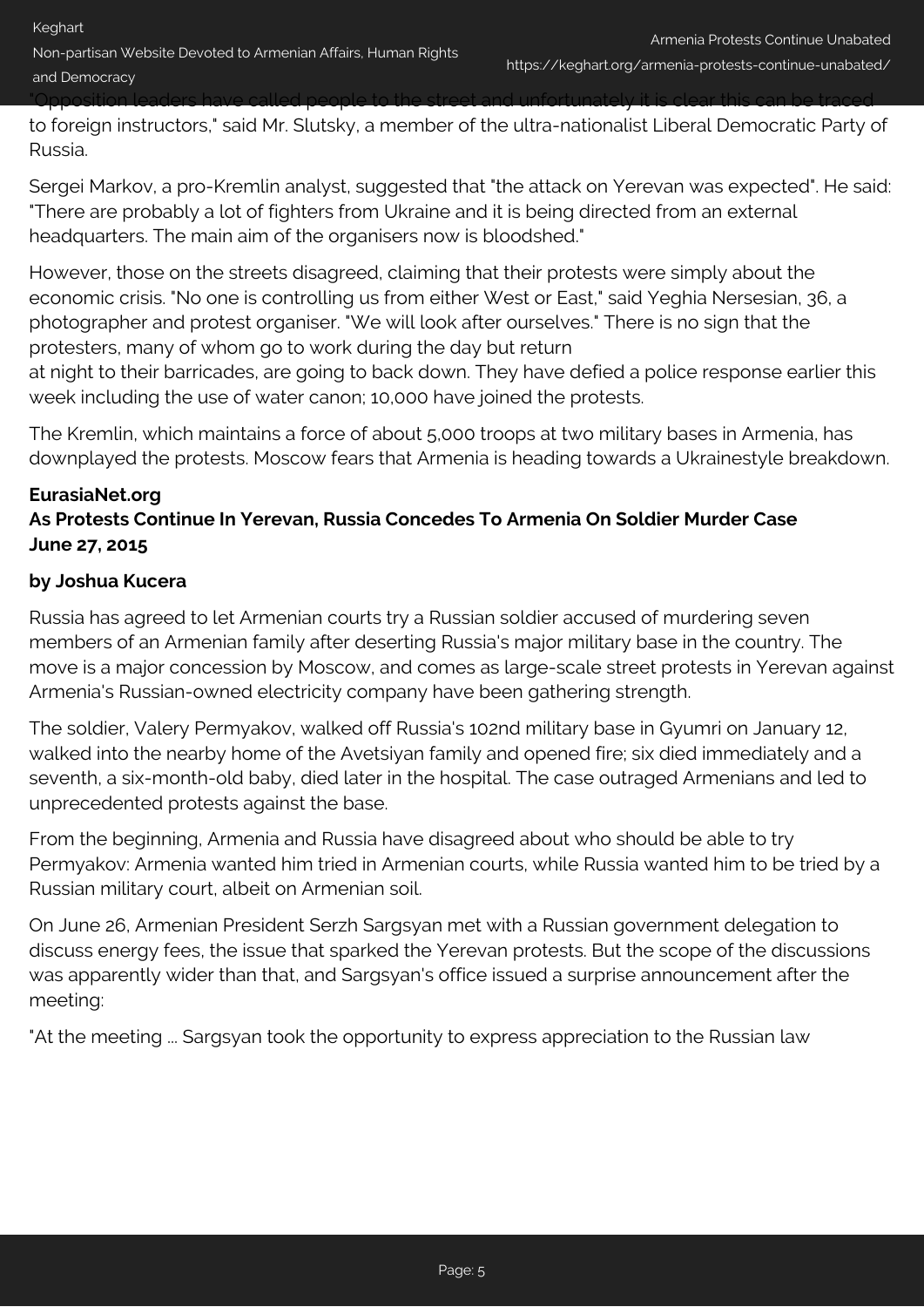"Opposition leaders have called people to the street and unfortunately it is clear this can be traced to foreign instructors," said Mr. Slutsky, a member of the ultra-nationalist Liberal Democratic Party of Russia.

Sergei Markov, a pro-Kremlin analyst, suggested that "the attack on Yerevan was expected". He said: "There are probably a lot of fighters from Ukraine and it is being directed from an external headquarters. The main aim of the organisers now is bloodshed."

However, those on the streets disagreed, claiming that their protests were simply about the economic crisis. "No one is controlling us from either West or East," said Yeghia Nersesian, 36, a photographer and protest organiser. "We will look after ourselves." There is no sign that the protesters, many of whom go to work during the day but return
at night to their barricades, are going to back down. They have defied a police response earlier this week including the use of water canon; 10,000 have joined the protests.

The Kremlin, which maintains a force of about 5,000 troops at two military bases in Armenia, has downplayed the protests. Moscow fears that Armenia is heading towards a Ukrainestyle breakdown.

**EurasiaNet.org**
**As Protests Continue In Yerevan, Russia Concedes To Armenia On Soldier Murder Case**
**June 27, 2015**

**by Joshua Kucera**

Russia has agreed to let Armenian courts try a Russian soldier accused of murdering seven members of an Armenian family after deserting Russia's major military base in the country. The move is a major concession by Moscow, and comes as large-scale street protests in Yerevan against Armenia's Russian-owned electricity company have been gathering strength.

The soldier, Valery Permyakov, walked off Russia's 102nd military base in Gyumri on January 12, walked into the nearby home of the Avetsiyan family and opened fire; six died immediately and a seventh, a six-month-old baby, died later in the hospital. The case outraged Armenians and led to unprecedented protests against the base.

From the beginning, Armenia and Russia have disagreed about who should be able to try Permyakov: Armenia wanted him tried in Armenian courts, while Russia wanted him to be tried by a Russian military court, albeit on Armenian soil.

On June 26, Armenian President Serzh Sargsyan met with a Russian government delegation to discuss energy fees, the issue that sparked the Yerevan protests. But the scope of the discussions was apparently wider than that, and Sargsyan's office issued a surprise announcement after the meeting:

"At the meeting ... Sargsyan took the opportunity to express appreciation to the Russian law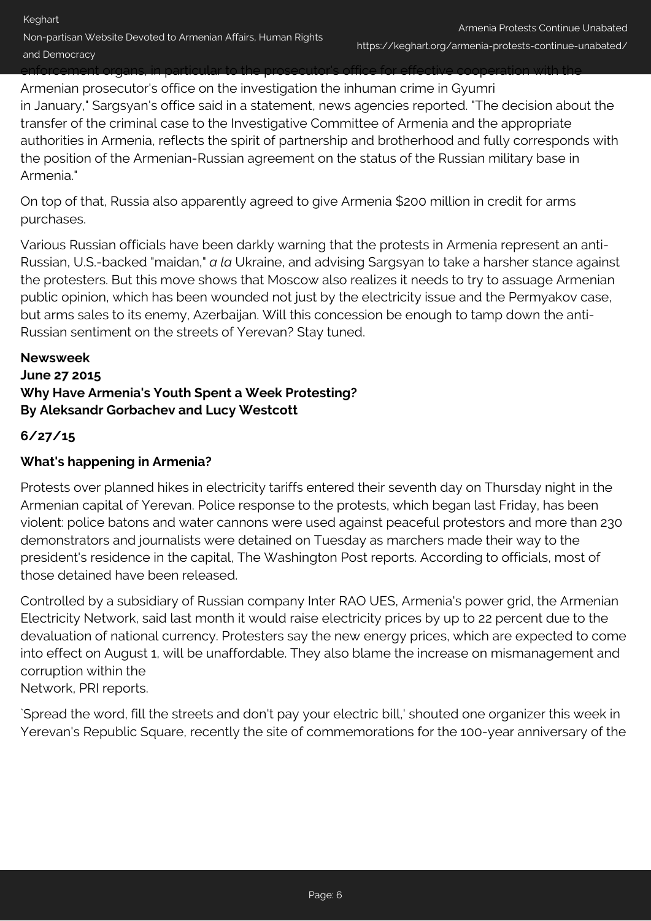enforcement organs, in particular to the prosecutor's office for effective cooperation with the Armenian prosecutor's office on the investigation the inhuman crime in Gyumri in January," Sargsyan's office said in a statement, news agencies reported. "The decision about the transfer of the criminal case to the Investigative Committee of Armenia and the appropriate authorities in Armenia, reflects the spirit of partnership and brotherhood and fully corresponds with the position of the Armenian-Russian agreement on the status of the Russian military base in Armenia."

On top of that, Russia also apparently agreed to give Armenia $200 million in credit for arms purchases.

Various Russian officials have been darkly warning that the protests in Armenia represent an anti-Russian, U.S.-backed "maidan," *a la* Ukraine, and advising Sargsyan to take a harsher stance against the protesters. But this move shows that Moscow also realizes it needs to try to assuage Armenian public opinion, which has been wounded not just by the electricity issue and the Permyakov case, but arms sales to its enemy, Azerbaijan. Will this concession be enough to tamp down the anti-Russian sentiment on the streets of Yerevan? Stay tuned.

**Newsweek**
**June 27 2015**
**Why Have Armenia's Youth Spent a Week Protesting?**
**By Aleksandr Gorbachev and Lucy Westcott**

**6/27/15**

**What's happening in Armenia?**

Protests over planned hikes in electricity tariffs entered their seventh day on Thursday night in the Armenian capital of Yerevan. Police response to the protests, which began last Friday, has been violent: police batons and water cannons were used against peaceful protestors and more than 230 demonstrators and journalists were detained on Tuesday as marchers made their way to the president's residence in the capital, The Washington Post reports. According to officials, most of those detained have been released.

Controlled by a subsidiary of Russian company Inter RAO UES, Armenia's power grid, the Armenian Electricity Network, said last month it would raise electricity prices by up to 22 percent due to the devaluation of national currency. Protesters say the new energy prices, which are expected to come into effect on August 1, will be unaffordable. They also blame the increase on mismanagement and corruption within the Network, PRI reports.

`Spread the word, fill the streets and don't pay your electric bill,' shouted one organizer this week in Yerevan's Republic Square, recently the site of commemorations for the 100-year anniversary of the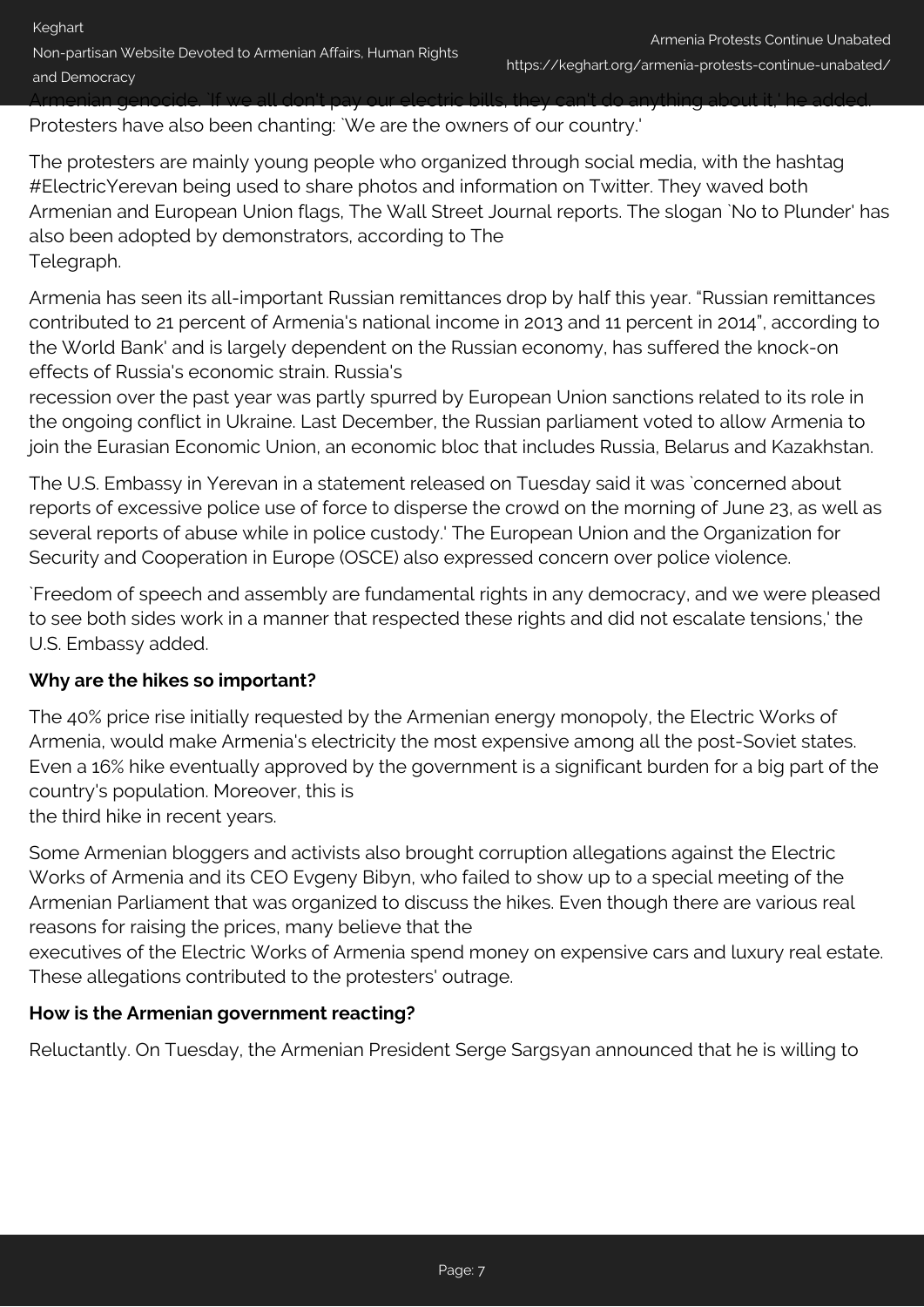Armenian genocide. `If we all don't pay our electric bills, they can't do anything about it,' he added. Protesters have also been chanting: `We are the owners of our country.'

The protesters are mainly young people who organized through social media, with the hashtag #ElectricYerevan being used to share photos and information on Twitter. They waved both Armenian and European Union flags, The Wall Street Journal reports. The slogan `No to Plunder' has also been adopted by demonstrators, according to The Telegraph.

Armenia has seen its all-important Russian remittances drop by half this year. "Russian remittances contributed to 21 percent of Armenia's national income in 2013 and 11 percent in 2014", according to the World Bank' and is largely dependent on the Russian economy, has suffered the knock-on effects of Russia's economic strain. Russia's recession over the past year was partly spurred by European Union sanctions related to its role in the ongoing conflict in Ukraine. Last December, the Russian parliament voted to allow Armenia to join the Eurasian Economic Union, an economic bloc that includes Russia, Belarus and Kazakhstan.

The U.S. Embassy in Yerevan in a statement released on Tuesday said it was `concerned about reports of excessive police use of force to disperse the crowd on the morning of June 23, as well as several reports of abuse while in police custody.' The European Union and the Organization for Security and Cooperation in Europe (OSCE) also expressed concern over police violence.

`Freedom of speech and assembly are fundamental rights in any democracy, and we were pleased to see both sides work in a manner that respected these rights and did not escalate tensions,' the U.S. Embassy added.

**Why are the hikes so important?**

The 40% price rise initially requested by the Armenian energy monopoly, the Electric Works of Armenia, would make Armenia's electricity the most expensive among all the post-Soviet states. Even a 16% hike eventually approved by the government is a significant burden for a big part of the country's population. Moreover, this is the third hike in recent years.

Some Armenian bloggers and activists also brought corruption allegations against the Electric Works of Armenia and its CEO Evgeny Bibyn, who failed to show up to a special meeting of the Armenian Parliament that was organized to discuss the hikes. Even though there are various real reasons for raising the prices, many believe that the executives of the Electric Works of Armenia spend money on expensive cars and luxury real estate. These allegations contributed to the protesters' outrage.

**How is the Armenian government reacting?**

Reluctantly. On Tuesday, the Armenian President Serge Sargsyan announced that he is willing to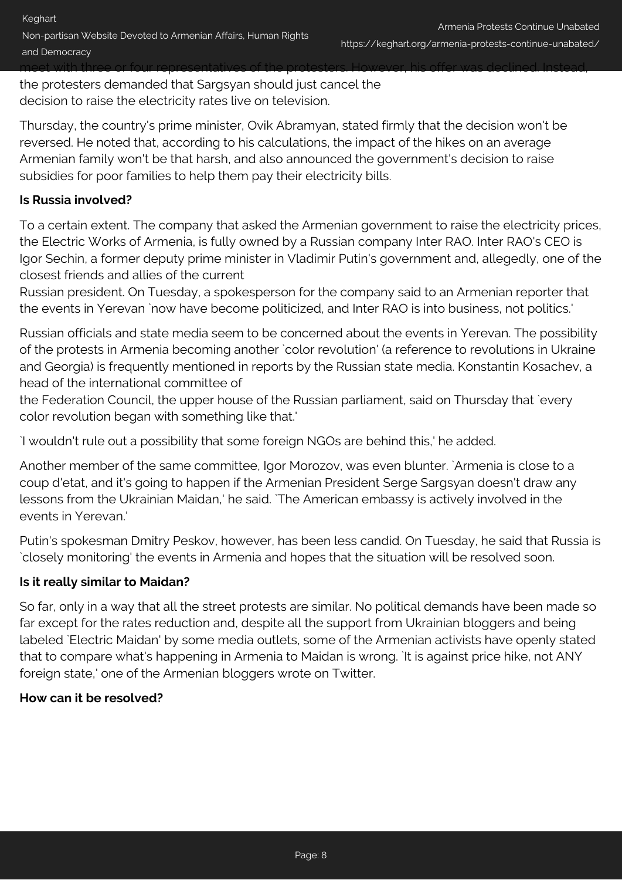meet with three or four representatives of the protesters. However, his offer was declined. Instead, the protesters demanded that Sargsyan should just cancel the decision to raise the electricity rates live on television.

Thursday, the country's prime minister, Ovik Abramyan, stated firmly that the decision won't be reversed. He noted that, according to his calculations, the impact of the hikes on an average Armenian family won't be that harsh, and also announced the government's decision to raise subsidies for poor families to help them pay their electricity bills.

**Is Russia involved?**

To a certain extent. The company that asked the Armenian government to raise the electricity prices, the Electric Works of Armenia, is fully owned by a Russian company Inter RAO. Inter RAO's CEO is Igor Sechin, a former deputy prime minister in Vladimir Putin's government and, allegedly, one of the closest friends and allies of the current Russian president. On Tuesday, a spokesperson for the company said to an Armenian reporter that the events in Yerevan `now have become politicized, and Inter RAO is into business, not politics.'

Russian officials and state media seem to be concerned about the events in Yerevan. The possibility of the protests in Armenia becoming another `color revolution' (a reference to revolutions in Ukraine and Georgia) is frequently mentioned in reports by the Russian state media. Konstantin Kosachev, a head of the international committee of the Federation Council, the upper house of the Russian parliament, said on Thursday that `every color revolution began with something like that.'

`I wouldn't rule out a possibility that some foreign NGOs are behind this,' he added.

Another member of the same committee, Igor Morozov, was even blunter. `Armenia is close to a coup d'etat, and it's going to happen if the Armenian President Serge Sargsyan doesn't draw any lessons from the Ukrainian Maidan,' he said. `The American embassy is actively involved in the events in Yerevan.'

Putin's spokesman Dmitry Peskov, however, has been less candid. On Tuesday, he said that Russia is `closely monitoring' the events in Armenia and hopes that the situation will be resolved soon.

**Is it really similar to Maidan?**

So far, only in a way that all the street protests are similar. No political demands have been made so far except for the rates reduction and, despite all the support from Ukrainian bloggers and being labeled `Electric Maidan' by some media outlets, some of the Armenian activists have openly stated that to compare what's happening in Armenia to Maidan is wrong. `It is against price hike, not ANY foreign state,' one of the Armenian bloggers wrote on Twitter.

**How can it be resolved?**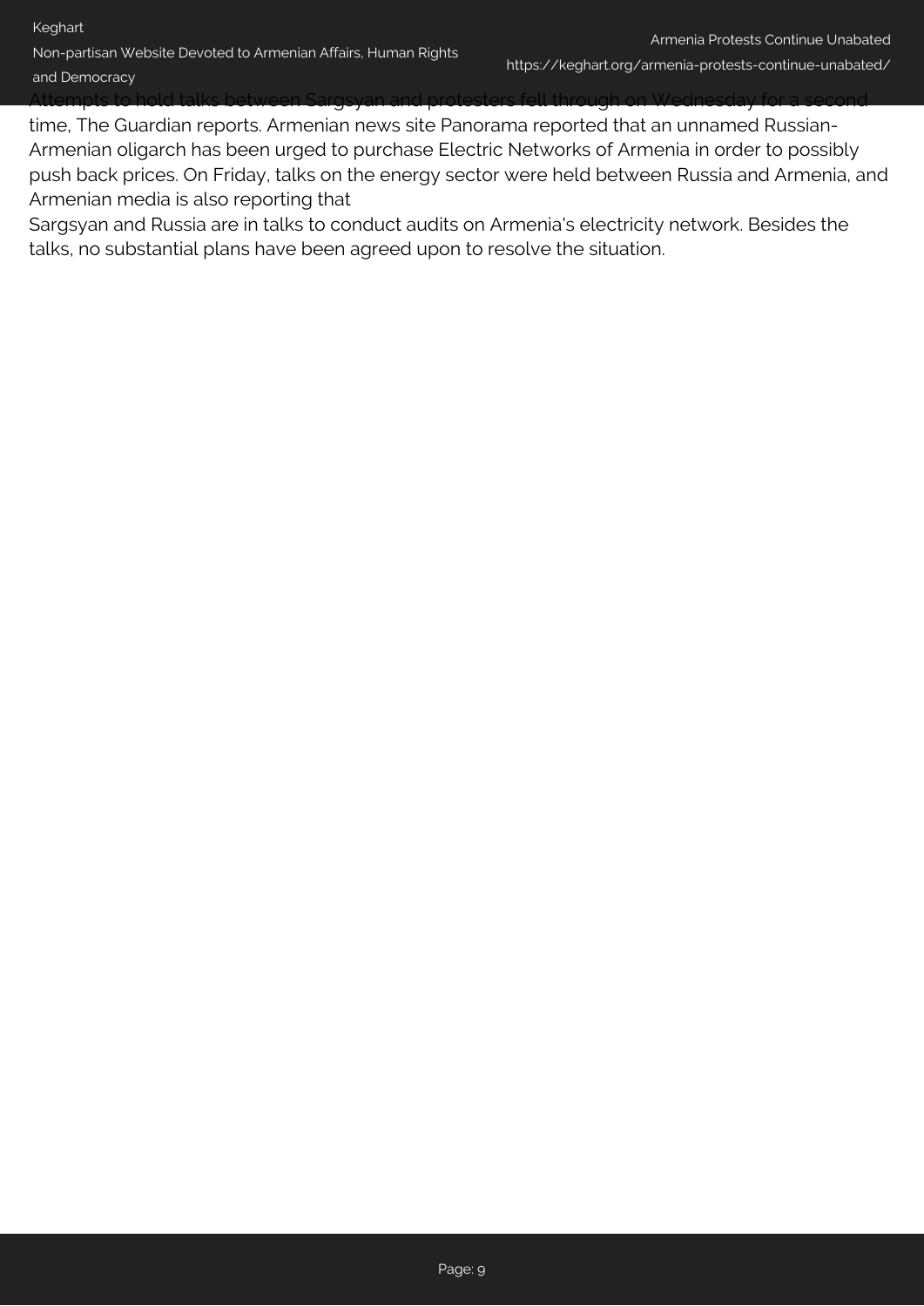Attempts to hold talks between Sargsyan and protesters fell through on Wednesday for a second time, The Guardian reports. Armenian news site Panorama reported that an unnamed Russian-Armenian oligarch has been urged to purchase Electric Networks of Armenia in order to possibly push back prices. On Friday, talks on the energy sector were held between Russia and Armenia, and Armenian media is also reporting that Sargsyan and Russia are in talks to conduct audits on Armenia's electricity network. Besides the talks, no substantial plans have been agreed upon to resolve the situation.